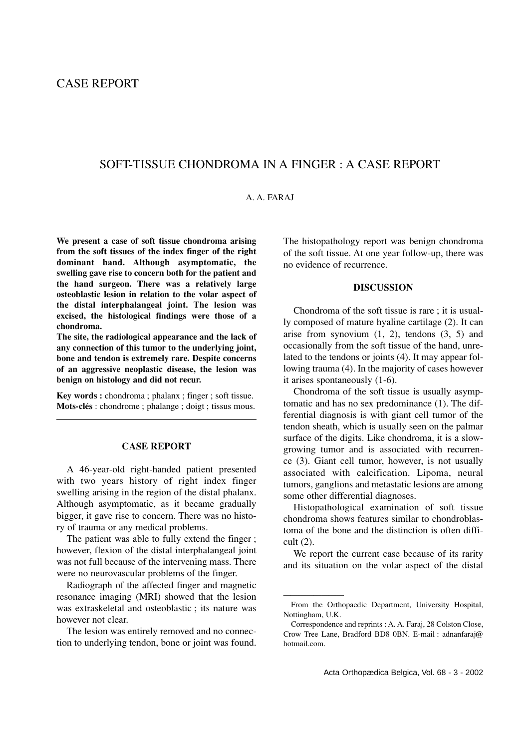CASE REPORT

# SOFT-TISSUE CHONDROMA IN A FINGER : A CASE REPORT

A. A. FARAJ

**We present a case of soft tissue chondroma arising from the soft tissues of the index finger of the right dominant hand. Although asymptomatic, the swelling gave rise to concern both for the patient and the hand surgeon. There was a relatively large osteoblastic lesion in relation to the volar aspect of the distal interphalangeal joint. The lesion was excised, the histological findings were those of a chondroma.**

**The site, the radiological appearance and the lack of any connection of this tumor to the underlying joint, bone and tendon is extremely rare. Despite concerns of an aggressive neoplastic disease, the lesion was benign on histology and did not recur.**

**Key words :** chondroma ; phalanx ; finger ; soft tissue.
**Mots-clés** : chondrome ; phalange ; doigt ; tissus mous.

## CASE REPORT

A 46-year-old right-handed patient presented with two years history of right index finger swelling arising in the region of the distal phalanx. Although asymptomatic, as it became gradually bigger, it gave rise to concern. There was no history of trauma or any medical problems.

The patient was able to fully extend the finger ; however, flexion of the distal interphalangeal joint was not full because of the intervening mass. There were no neurovascular problems of the finger.

Radiograph of the affected finger and magnetic resonance imaging (MRI) showed that the lesion was extraskeletal and osteoblastic ; its nature was however not clear.

The lesion was entirely removed and no connection to underlying tendon, bone or joint was found. The histopathology report was benign chondroma of the soft tissue. At one year follow-up, there was no evidence of recurrence.

## DISCUSSION

Chondroma of the soft tissue is rare ; it is usually composed of mature hyaline cartilage (2). It can arise from synovium (1, 2), tendons (3, 5) and occasionally from the soft tissue of the hand, unrelated to the tendons or joints (4). It may appear following trauma (4). In the majority of cases however it arises spontaneously (1-6).

Chondroma of the soft tissue is usually asymptomatic and has no sex predominance (1). The differential diagnosis is with giant cell tumor of the tendon sheath, which is usually seen on the palmar surface of the digits. Like chondroma, it is a slow-growing tumor and is associated with recurrence (3). Giant cell tumor, however, is not usually associated with calcification. Lipoma, neural tumors, ganglions and metastatic lesions are among some other differential diagnoses.

Histopathological examination of soft tissue chondroma shows features similar to chondroblastoma of the bone and the distinction is often difficult (2).

We report the current case because of its rarity and its situation on the volar aspect of the distal

From the Orthopaedic Department, University Hospital, Nottingham, U.K.

Correspondence and reprints : A. A. Faraj, 28 Colston Close, Crow Tree Lane, Bradford BD8 0BN. E-mail : adnanfaraj@hotmail.com.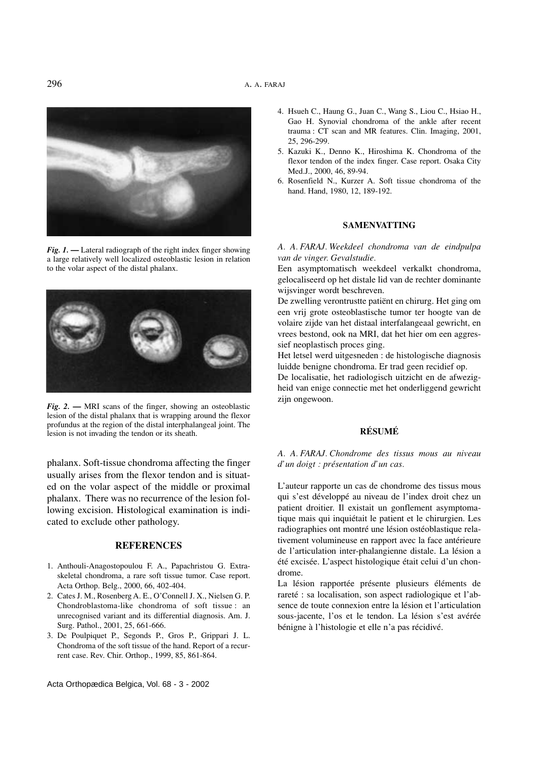*Fig. 1.* **—** Lateral radiograph of the right index finger showing a large relatively well localized osteoblastic lesion in relation to the volar aspect of the distal phalanx.

*Fig. 2.* **—** MRI scans of the finger, showing an osteoblastic lesion of the distal phalanx that is wrapping around the flexor profundus at the region of the distal interphalangeal joint. The lesion is not invading the tendon or its sheath.

phalanx. Soft-tissue chondroma affecting the finger usually arises from the flexor tendon and is situated on the volar aspect of the middle or proximal phalanx. There was no recurrence of the lesion following excision. Histological examination is indicated to exclude other pathology.

## REFERENCES

1. Anthouli-Anagostopoulou F. A., Papachristou G. Extraskeletal chondroma, a rare soft tissue tumor. Case report. Acta Orthop. Belg., 2000, 66, 402-404.
2. Cates J. M., Rosenberg A. E., O'Connell J. X., Nielsen G. P. Chondroblastoma-like chondroma of soft tissue : an unrecognised variant and its differential diagnosis. Am. J. Surg. Pathol., 2001, 25, 661-666.
3. De Poulpiquet P., Segonds P., Gros P., Grippari J. L. Chondroma of the soft tissue of the hand. Report of a recurrent case. Rev. Chir. Orthop., 1999, 85, 861-864.
4. Hsueh C., Haung G., Juan C., Wang S., Liou C., Hsiao H., Gao H. Synovial chondroma of the ankle after recent trauma : CT scan and MR features. Clin. Imaging, 2001, 25, 296-299.
5. Kazuki K., Denno K., Hiroshima K. Chondroma of the flexor tendon of the index finger. Case report. Osaka City Med.J., 2000, 46, 89-94.
6. Rosenfield N., Kurzer A. Soft tissue chondroma of the hand. Hand, 1980, 12, 189-192.

## SAMENVATTING

*A. A. FARAJ. Weekdeel chondroma van de eindpulpa van de vinger. Gevalstudie.*

Een asymptomatisch weekdeel verkalkt chondroma, gelocaliseerd op het distale lid van de rechter dominante wijsvinger wordt beschreven.

De zwelling verontrustte patiënt en chirurg. Het ging om een vrij grote osteoblastische tumor ter hoogte van de volaire zijde van het distaal interfalangeaal gewricht, en vrees bestond, ook na MRI, dat het hier om een aggressief neoplastisch proces ging.

Het letsel werd uitgesneden : de histologische diagnosis luidde benigne chondroma. Er trad geen recidief op.

De localisatie, het radiologisch uitzicht en de afwezigheid van enige connectie met het onderliggend gewricht zijn ongewoon.

## RÉSUMÉ

*A. A. FARAJ. Chondrome des tissus mous au niveau d'un doigt : présentation d'un cas.*

L'auteur rapporte un cas de chondrome des tissus mous qui s'est développé au niveau de l'index droit chez un patient droitier. Il existait un gonflement asymptomatique mais qui inquiétait le patient et le chirurgien. Les radiographies ont montré une lésion ostéoblastique relativement volumineuse en rapport avec la face antérieure de l'articulation inter-phalangienne distale. La lésion a été excisée. L'aspect histologique était celui d'un chondrome.

La lésion rapportée présente plusieurs éléments de rareté : sa localisation, son aspect radiologique et l'absence de toute connexion entre la lésion et l'articulation sous-jacente, l'os et le tendon. La lésion s'est avérée bénigne à l'histologie et elle n'a pas récidivé.